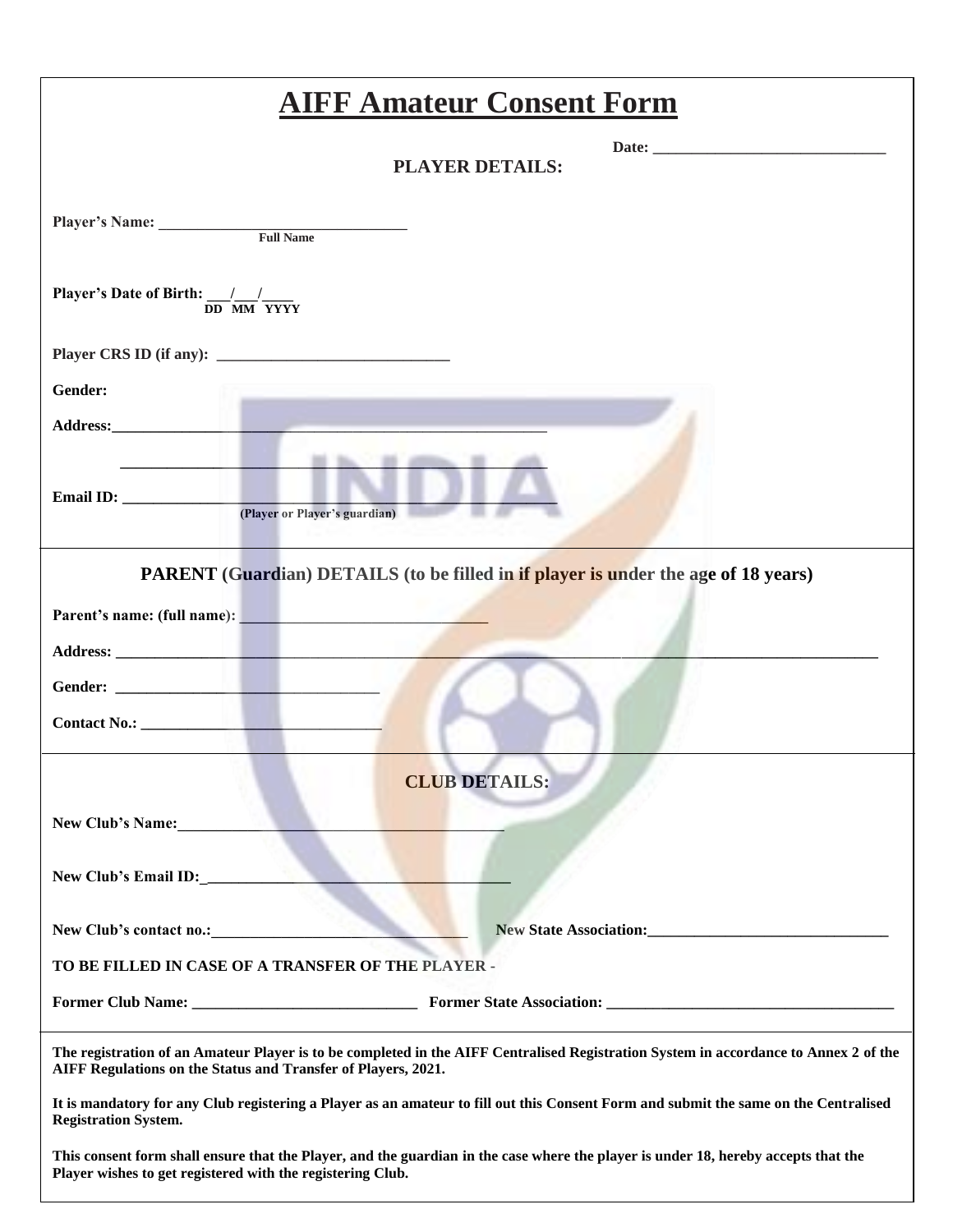# AIFF Amateur Consent Form

Date: ______________________________

## PLAYER DETAILS:

**Player's Name:** ________________________________
Full Name

**Player's Date of Birth:** ___/___/____
DD MM YYYY

**Player CRS ID (if any):** ______________________________

**Gender:**

**Address:**_______________________________________________________

_______________________________________________________

**Email ID:** _______________________________________________________
(Player or Player's guardian)

## PARENT (Guardian) DETAILS (to be filled in if player is under the age of 18 years)

**Parent's name: (full name):** ________________________________

**Address:** ___________________________________________________________________________________________

**Gender:** __________________________________

**Contact No.:** _______________________________

## CLUB DETAILS:

**New Club's Name:**__________________________________________

**New Club's Email ID:**_________________________________________

**New Club's contact no.:**__________________________________ **New State Association:**_______________________________

**TO BE FILLED IN CASE OF A TRANSFER OF THE PLAYER -**

**Former Club Name:** _____________________________ **Former State Association:** _____________________________________

**The registration of an Amateur Player is to be completed in the AIFF Centralised Registration System in accordance to Annex 2 of the AIFF Regulations on the Status and Transfer of Players, 2021.**

**It is mandatory for any Club registering a Player as an amateur to fill out this Consent Form and submit the same on the Centralised Registration System.**

**This consent form shall ensure that the Player, and the guardian in the case where the player is under 18, hereby accepts that the Player wishes to get registered with the registering Club.**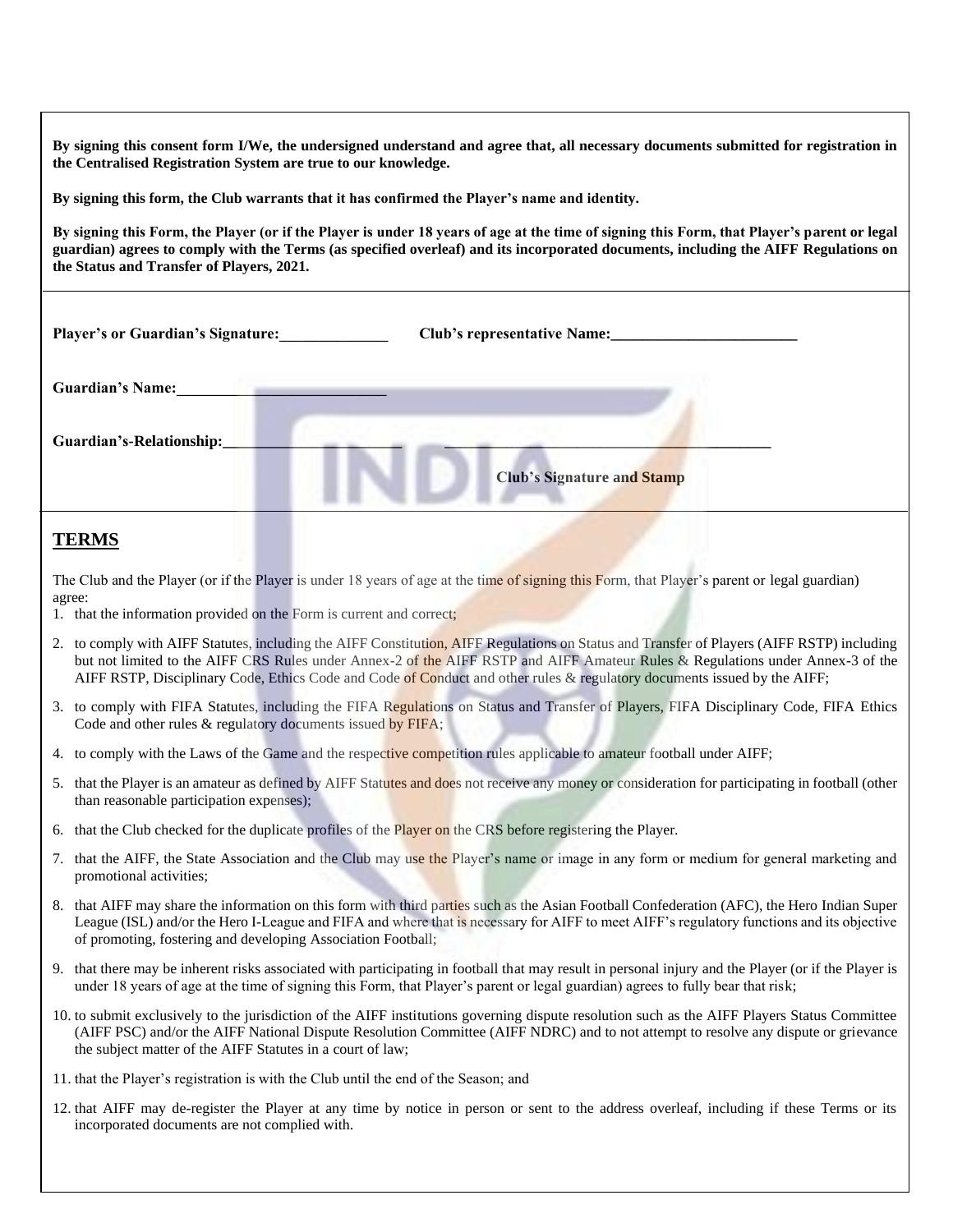**By signing this consent form I/We, the undersigned understand and agree that, all necessary documents submitted for registration in the Centralised Registration System are true to our knowledge.**

**By signing this form, the Club warrants that it has confirmed the Player's name and identity.**

**By signing this Form, the Player (or if the Player is under 18 years of age at the time of signing this Form, that Player's parent or legal guardian) agrees to comply with the Terms (as specified overleaf) and its incorporated documents, including the AIFF Regulations on the Status and Transfer of Players, 2021.**

**Player's or Guardian's Signature:______________** **Club's representative Name:________________________**

**Guardian's Name:___________________________**

**Guardian's-Relationship:_____________________** _________________________________________

**Club's Signature and Stamp**

## TERMS

The Club and the Player (or if the Player is under 18 years of age at the time of signing this Form, that Player's parent or legal guardian) agree:

1. that the information provided on the Form is current and correct;
2. to comply with AIFF Statutes, including the AIFF Constitution, AIFF Regulations on Status and Transfer of Players (AIFF RSTP) including but not limited to the AIFF CRS Rules under Annex-2 of the AIFF RSTP and AIFF Amateur Rules & Regulations under Annex-3 of the AIFF RSTP, Disciplinary Code, Ethics Code and Code of Conduct and other rules & regulatory documents issued by the AIFF;
3. to comply with FIFA Statutes, including the FIFA Regulations on Status and Transfer of Players, FIFA Disciplinary Code, FIFA Ethics Code and other rules & regulatory documents issued by FIFA;
4. to comply with the Laws of the Game and the respective competition rules applicable to amateur football under AIFF;
5. that the Player is an amateur as defined by AIFF Statutes and does not receive any money or consideration for participating in football (other than reasonable participation expenses);
6. that the Club checked for the duplicate profiles of the Player on the CRS before registering the Player.
7. that the AIFF, the State Association and the Club may use the Player's name or image in any form or medium for general marketing and promotional activities;
8. that AIFF may share the information on this form with third parties such as the Asian Football Confederation (AFC), the Hero Indian Super League (ISL) and/or the Hero I-League and FIFA and where that is necessary for AIFF to meet AIFF's regulatory functions and its objective of promoting, fostering and developing Association Football;
9. that there may be inherent risks associated with participating in football that may result in personal injury and the Player (or if the Player is under 18 years of age at the time of signing this Form, that Player's parent or legal guardian) agrees to fully bear that risk;
10. to submit exclusively to the jurisdiction of the AIFF institutions governing dispute resolution such as the AIFF Players Status Committee (AIFF PSC) and/or the AIFF National Dispute Resolution Committee (AIFF NDRC) and to not attempt to resolve any dispute or grievance the subject matter of the AIFF Statutes in a court of law;
11. that the Player's registration is with the Club until the end of the Season; and
12. that AIFF may de-register the Player at any time by notice in person or sent to the address overleaf, including if these Terms or its incorporated documents are not complied with.